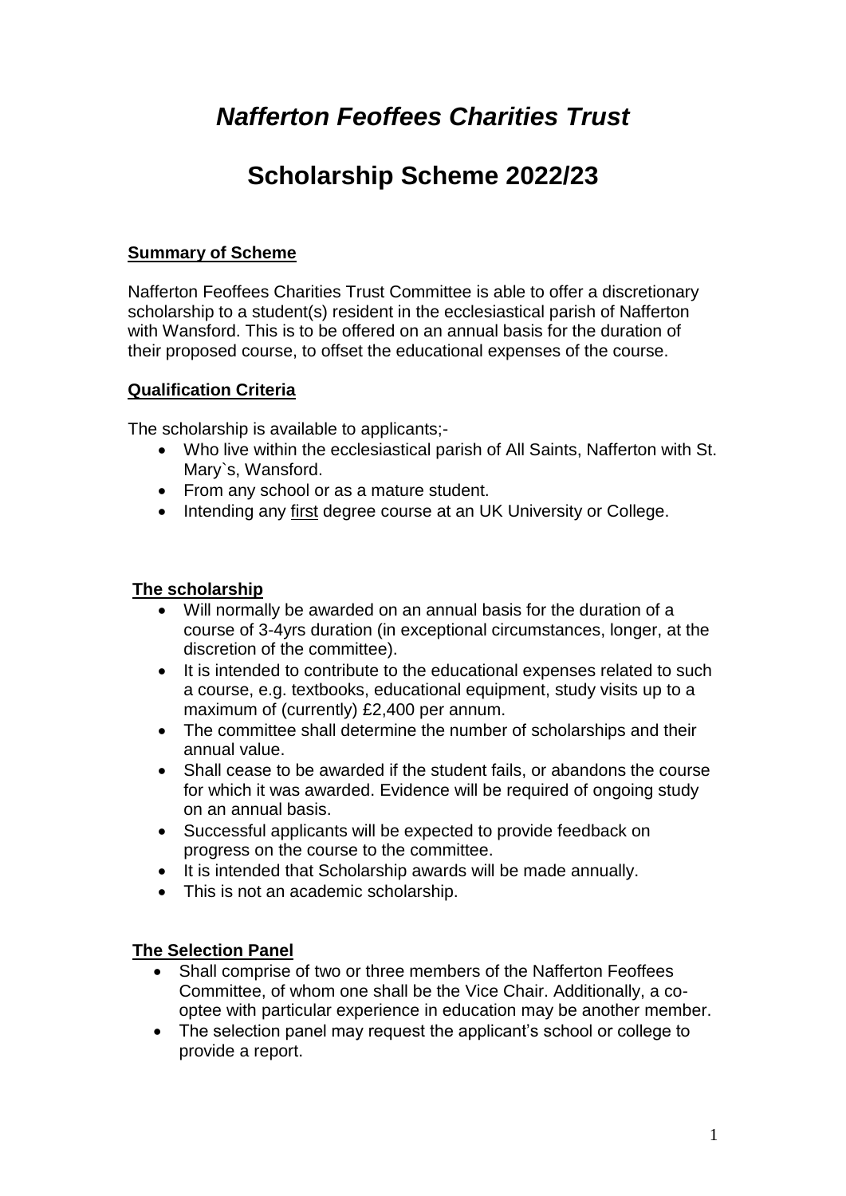# *Nafferton Feoffees Charities Trust*

# Scholarship Scheme 2022/23

## Summary of Scheme

Nafferton Feoffees Charities Trust Committee is able to offer a discretionary scholarship to a student(s) resident in the ecclesiastical parish of Nafferton with Wansford. This is to be offered on an annual basis for the duration of their proposed course, to offset the educational expenses of the course.

## Qualification Criteria

The scholarship is available to applicants;-

- Who live within the ecclesiastical parish of All Saints, Nafferton with St. Mary`s, Wansford.
- From any school or as a mature student.
- Intending any <u>first</u> degree course at an UK University or College.

## The scholarship

- Will normally be awarded on an annual basis for the duration of a course of 3-4yrs duration (in exceptional circumstances, longer, at the discretion of the committee).
- It is intended to contribute to the educational expenses related to such a course, e.g. textbooks, educational equipment, study visits up to a maximum of (currently) £2,400 per annum.
- The committee shall determine the number of scholarships and their annual value.
- Shall cease to be awarded if the student fails, or abandons the course for which it was awarded. Evidence will be required of ongoing study on an annual basis.
- Successful applicants will be expected to provide feedback on progress on the course to the committee.
- It is intended that Scholarship awards will be made annually.
- This is not an academic scholarship.

## The Selection Panel

- Shall comprise of two or three members of the Nafferton Feoffees Committee, of whom one shall be the Vice Chair. Additionally, a co-optee with particular experience in education may be another member.
- The selection panel may request the applicant's school or college to provide a report.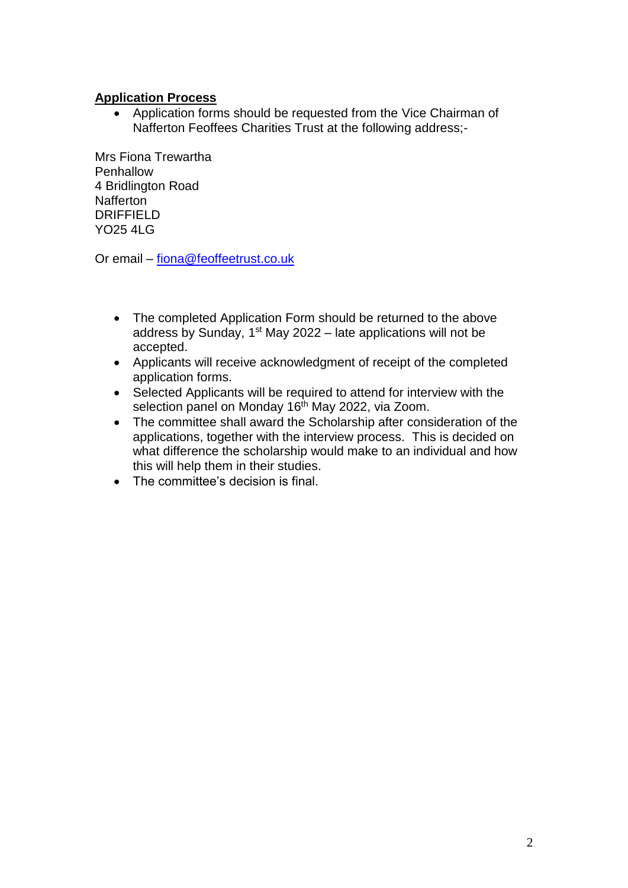**Application Process**

- Application forms should be requested from the Vice Chairman of Nafferton Feoffees Charities Trust at the following address;-

Mrs Fiona Trewartha
Penhallow
4 Bridlington Road
Nafferton
DRIFFIELD
YO25 4LG

Or email – fiona@feoffeetrust.co.uk

- The completed Application Form should be returned to the above address by Sunday, 1st May 2022 – late applications will not be accepted.
- Applicants will receive acknowledgment of receipt of the completed application forms.
- Selected Applicants will be required to attend for interview with the selection panel on Monday 16th May 2022, via Zoom.
- The committee shall award the Scholarship after consideration of the applications, together with the interview process. This is decided on what difference the scholarship would make to an individual and how this will help them in their studies.
- The committee's decision is final.